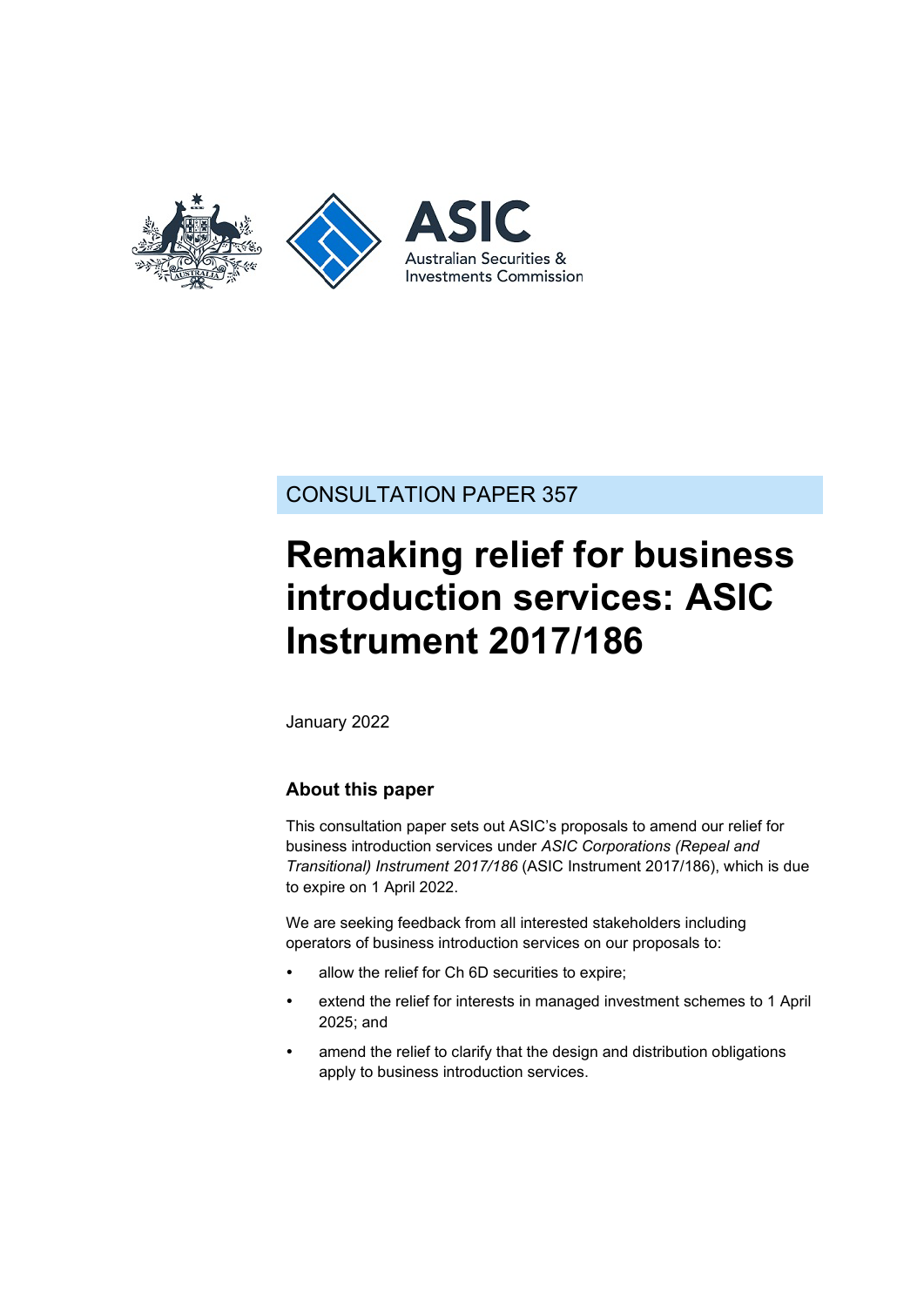ASIC

Australian Securities & Investments Commission

CONSULTATION PAPER 357

# Remaking relief for business introduction services: ASIC Instrument 2017/186

January 2022

## About this paper

This consultation paper sets out ASIC's proposals to amend our relief for business introduction services under *ASIC Corporations (Repeal and Transitional) Instrument 2017/186* (ASIC Instrument 2017/186), which is due to expire on 1 April 2022.

We are seeking feedback from all interested stakeholders including operators of business introduction services on our proposals to:

- allow the relief for Ch 6D securities to expire;
- extend the relief for interests in managed investment schemes to 1 April 2025; and
- amend the relief to clarify that the design and distribution obligations apply to business introduction services.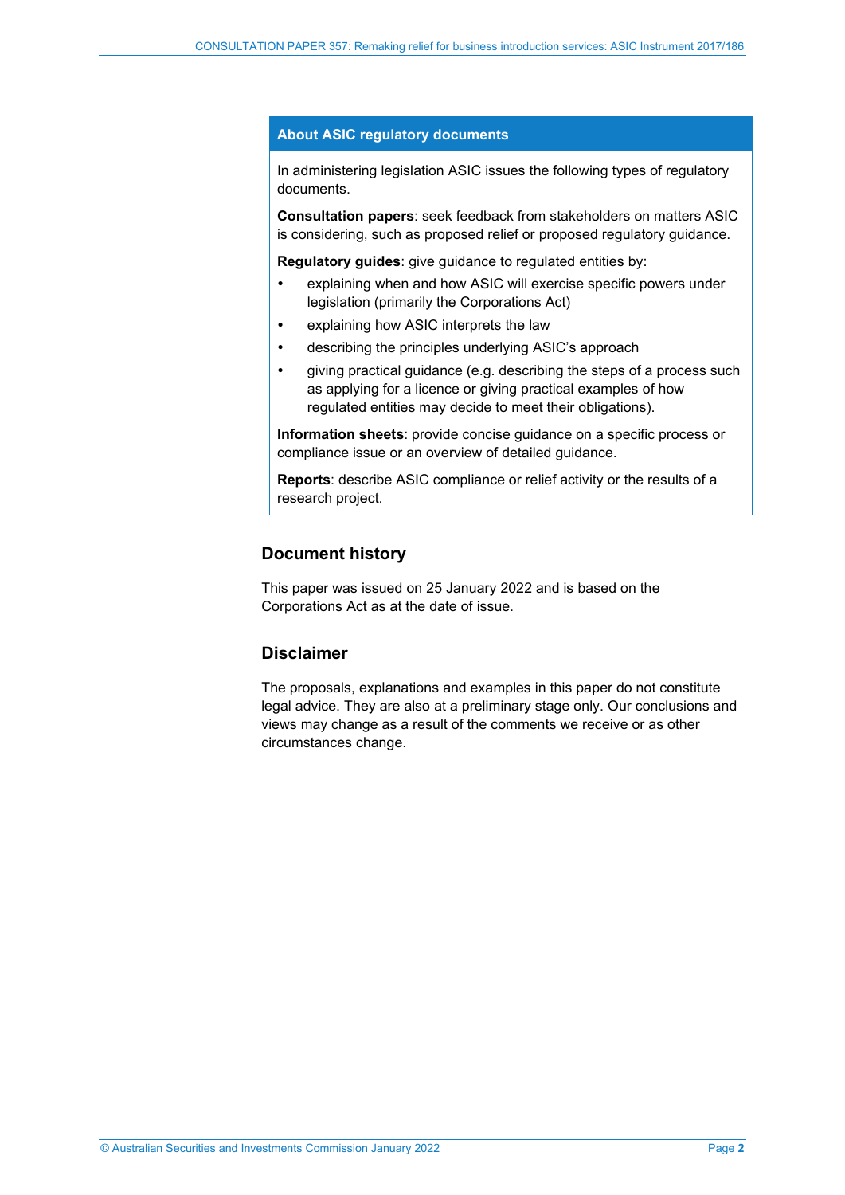## About ASIC regulatory documents

In administering legislation ASIC issues the following types of regulatory documents.

**Consultation papers**: seek feedback from stakeholders on matters ASIC is considering, such as proposed relief or proposed regulatory guidance.

**Regulatory guides**: give guidance to regulated entities by:

- explaining when and how ASIC will exercise specific powers under legislation (primarily the Corporations Act)
- explaining how ASIC interprets the law
- describing the principles underlying ASIC's approach
- giving practical guidance (e.g. describing the steps of a process such as applying for a licence or giving practical examples of how regulated entities may decide to meet their obligations).

**Information sheets**: provide concise guidance on a specific process or compliance issue or an overview of detailed guidance.

**Reports**: describe ASIC compliance or relief activity or the results of a research project.

## Document history

This paper was issued on 25 January 2022 and is based on the Corporations Act as at the date of issue.

## Disclaimer

The proposals, explanations and examples in this paper do not constitute legal advice. They are also at a preliminary stage only. Our conclusions and views may change as a result of the comments we receive or as other circumstances change.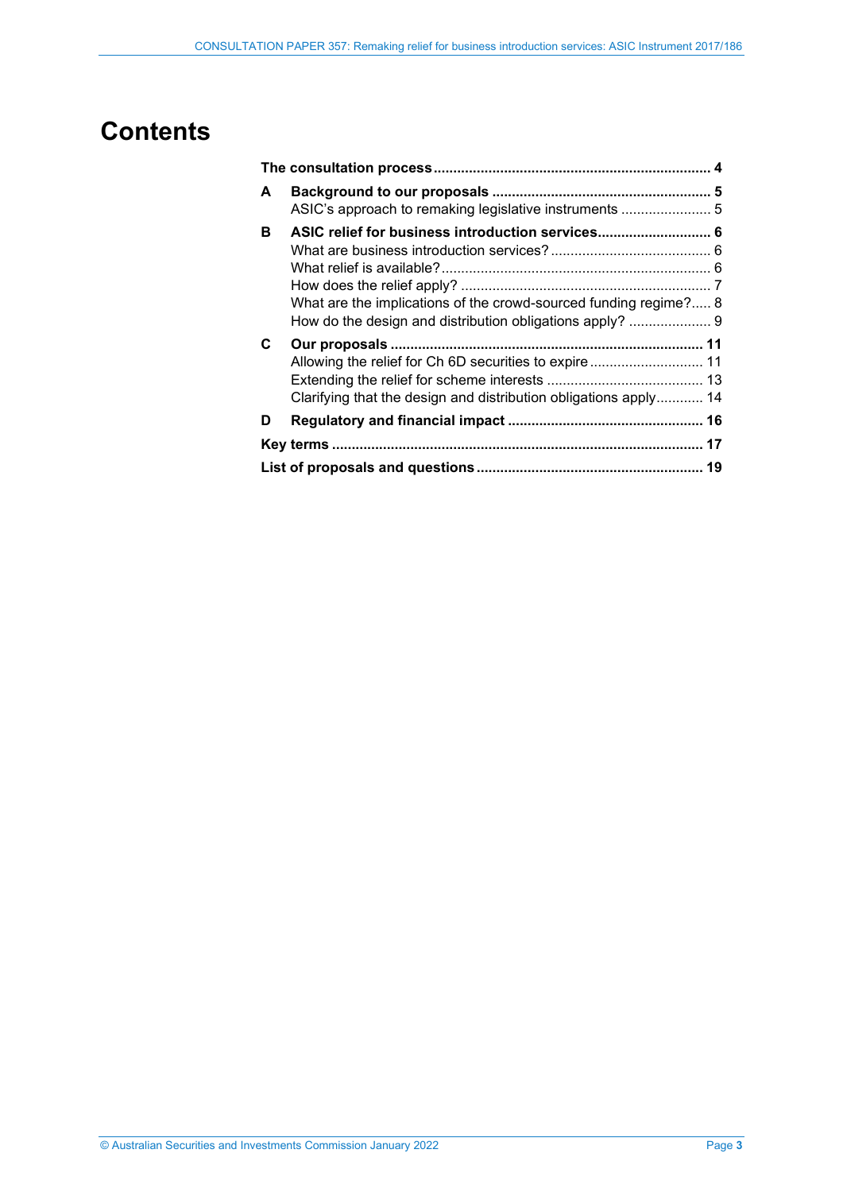# Contents

**The consultation process** ..................................................................... **4**

**A Background to our proposals** ....................................................... **5**
- ASIC's approach to remaking legislative instruments ....................... 5

**B ASIC relief for business introduction services**............................ **6**
- What are business introduction services? ......................................... 6
- What relief is available?.................................................................... 6
- How does the relief apply? ............................................................... 7
- What are the implications of the crowd-sourced funding regime?..... 8
- How do the design and distribution obligations apply? ..................... 9

**C Our proposals** ............................................................................. **11**
- Allowing the relief for Ch 6D securities to expire ............................. 11
- Extending the relief for scheme interests ........................................ 13
- Clarifying that the design and distribution obligations apply............ 14

**D Regulatory and financial impact** ................................................. **16**

**Key terms** ............................................................................................ **17**

**List of proposals and questions** ......................................................... **19**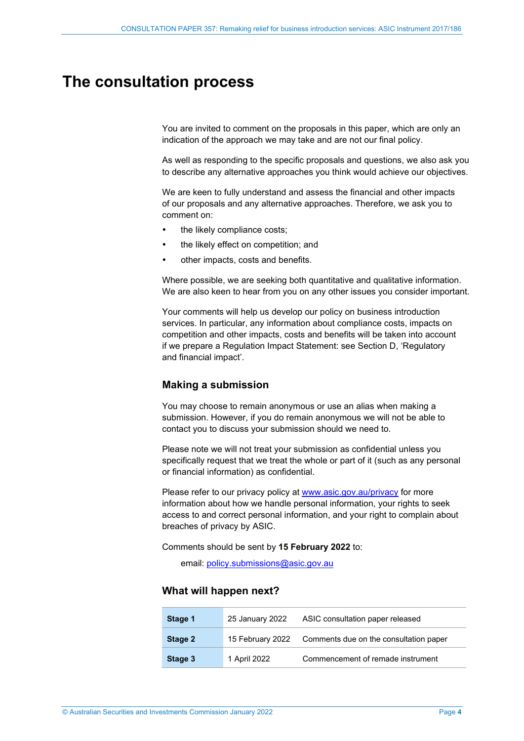# The consultation process

You are invited to comment on the proposals in this paper, which are only an indication of the approach we may take and are not our final policy.

As well as responding to the specific proposals and questions, we also ask you to describe any alternative approaches you think would achieve our objectives.

We are keen to fully understand and assess the financial and other impacts of our proposals and any alternative approaches. Therefore, we ask you to comment on:

- the likely compliance costs;
- the likely effect on competition; and
- other impacts, costs and benefits.

Where possible, we are seeking both quantitative and qualitative information. We are also keen to hear from you on any other issues you consider important.

Your comments will help us develop our policy on business introduction services. In particular, any information about compliance costs, impacts on competition and other impacts, costs and benefits will be taken into account if we prepare a Regulation Impact Statement: see Section D, 'Regulatory and financial impact'.

## Making a submission

You may choose to remain anonymous or use an alias when making a submission. However, if you do remain anonymous we will not be able to contact you to discuss your submission should we need to.

Please note we will not treat your submission as confidential unless you specifically request that we treat the whole or part of it (such as any personal or financial information) as confidential.

Please refer to our privacy policy at www.asic.gov.au/privacy for more information about how we handle personal information, your rights to seek access to and correct personal information, and your right to complain about breaches of privacy by ASIC.

Comments should be sent by **15 February 2022** to:

email: policy.submissions@asic.gov.au

## What will happen next?

| | | |
|---|---|---|
| **Stage 1** | 25 January 2022 | ASIC consultation paper released |
| **Stage 2** | 15 February 2022 | Comments due on the consultation paper |
| **Stage 3** | 1 April 2022 | Commencement of remade instrument |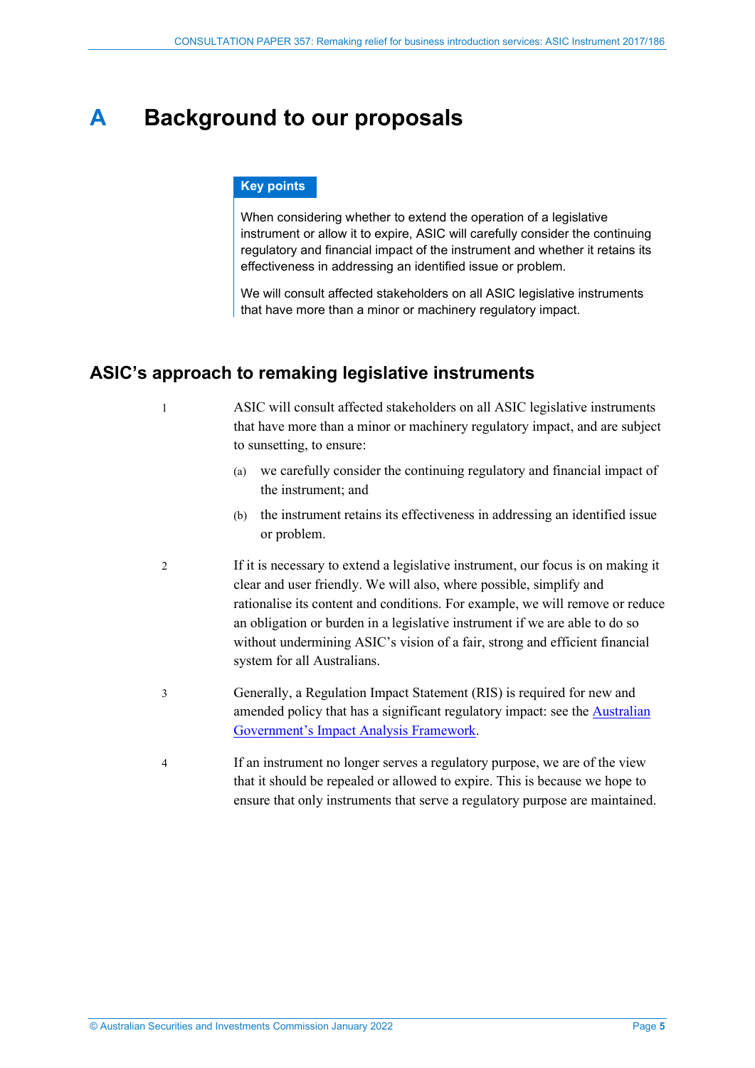# A Background to our proposals

**Key points**

When considering whether to extend the operation of a legislative instrument or allow it to expire, ASIC will carefully consider the continuing regulatory and financial impact of the instrument and whether it retains its effectiveness in addressing an identified issue or problem.

We will consult affected stakeholders on all ASIC legislative instruments that have more than a minor or machinery regulatory impact.

## ASIC's approach to remaking legislative instruments

1 ASIC will consult affected stakeholders on all ASIC legislative instruments that have more than a minor or machinery regulatory impact, and are subject to sunsetting, to ensure:

(a) we carefully consider the continuing regulatory and financial impact of the instrument; and

(b) the instrument retains its effectiveness in addressing an identified issue or problem.

2 If it is necessary to extend a legislative instrument, our focus is on making it clear and user friendly. We will also, where possible, simplify and rationalise its content and conditions. For example, we will remove or reduce an obligation or burden in a legislative instrument if we are able to do so without undermining ASIC's vision of a fair, strong and efficient financial system for all Australians.

3 Generally, a Regulation Impact Statement (RIS) is required for new and amended policy that has a significant regulatory impact: see the Australian Government's Impact Analysis Framework.

4 If an instrument no longer serves a regulatory purpose, we are of the view that it should be repealed or allowed to expire. This is because we hope to ensure that only instruments that serve a regulatory purpose are maintained.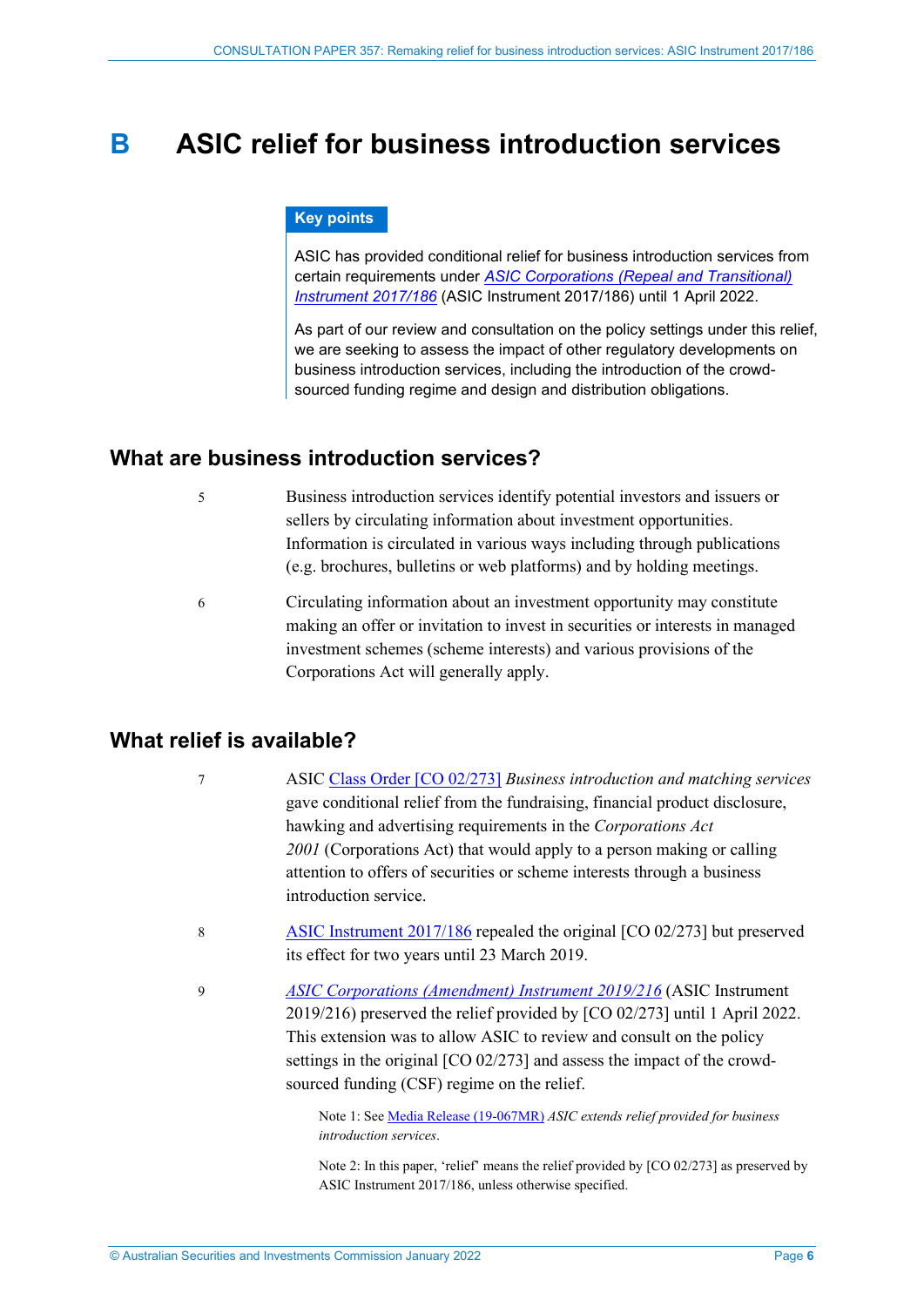# B ASIC relief for business introduction services

**Key points**

ASIC has provided conditional relief for business introduction services from certain requirements under *ASIC Corporations (Repeal and Transitional) Instrument 2017/186* (ASIC Instrument 2017/186) until 1 April 2022.

As part of our review and consultation on the policy settings under this relief, we are seeking to assess the impact of other regulatory developments on business introduction services, including the introduction of the crowd-sourced funding regime and design and distribution obligations.

## What are business introduction services?

5 Business introduction services identify potential investors and issuers or sellers by circulating information about investment opportunities. Information is circulated in various ways including through publications (e.g. brochures, bulletins or web platforms) and by holding meetings.

6 Circulating information about an investment opportunity may constitute making an offer or invitation to invest in securities or interests in managed investment schemes (scheme interests) and various provisions of the Corporations Act will generally apply.

## What relief is available?

7 ASIC Class Order [CO 02/273] *Business introduction and matching services* gave conditional relief from the fundraising, financial product disclosure, hawking and advertising requirements in the *Corporations Act 2001* (Corporations Act) that would apply to a person making or calling attention to offers of securities or scheme interests through a business introduction service.

8 ASIC Instrument 2017/186 repealed the original [CO 02/273] but preserved its effect for two years until 23 March 2019.

9 *ASIC Corporations (Amendment) Instrument 2019/216* (ASIC Instrument 2019/216) preserved the relief provided by [CO 02/273] until 1 April 2022. This extension was to allow ASIC to review and consult on the policy settings in the original [CO 02/273] and assess the impact of the crowd-sourced funding (CSF) regime on the relief.

Note 1: See Media Release (19-067MR) *ASIC extends relief provided for business introduction services*.

Note 2: In this paper, 'relief' means the relief provided by [CO 02/273] as preserved by ASIC Instrument 2017/186, unless otherwise specified.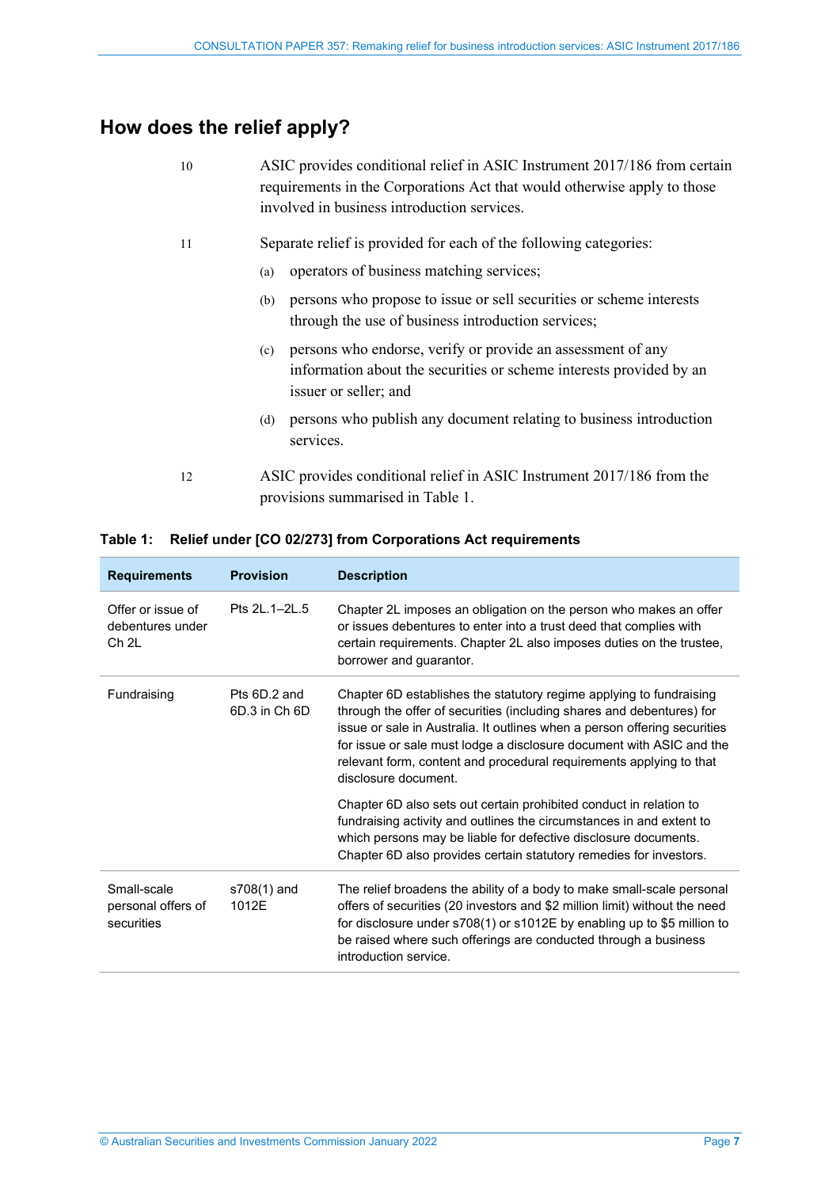## How does the relief apply?

10 ASIC provides conditional relief in ASIC Instrument 2017/186 from certain requirements in the Corporations Act that would otherwise apply to those involved in business introduction services.

11 Separate relief is provided for each of the following categories:

(a) operators of business matching services;

(b) persons who propose to issue or sell securities or scheme interests through the use of business introduction services;

(c) persons who endorse, verify or provide an assessment of any information about the securities or scheme interests provided by an issuer or seller; and

(d) persons who publish any document relating to business introduction services.

12 ASIC provides conditional relief in ASIC Instrument 2017/186 from the provisions summarised in Table 1.

**Table 1: Relief under [CO 02/273] from Corporations Act requirements**

| Requirements | Provision | Description |
|---|---|---|
| Offer or issue of debentures under Ch 2L | Pts 2L.1–2L.5 | Chapter 2L imposes an obligation on the person who makes an offer or issues debentures to enter into a trust deed that complies with certain requirements. Chapter 2L also imposes duties on the trustee, borrower and guarantor. |
| Fundraising | Pts 6D.2 and 6D.3 in Ch 6D | Chapter 6D establishes the statutory regime applying to fundraising through the offer of securities (including shares and debentures) for issue or sale in Australia. It outlines when a person offering securities for issue or sale must lodge a disclosure document with ASIC and the relevant form, content and procedural requirements applying to that disclosure document.<br><br>Chapter 6D also sets out certain prohibited conduct in relation to fundraising activity and outlines the circumstances in and extent to which persons may be liable for defective disclosure documents. Chapter 6D also provides certain statutory remedies for investors. |
| Small-scale personal offers of securities | s708(1) and 1012E | The relief broadens the ability of a body to make small-scale personal offers of securities (20 investors and $2 million limit) without the need for disclosure under s708(1) or s1012E by enabling up to $5 million to be raised where such offerings are conducted through a business introduction service. |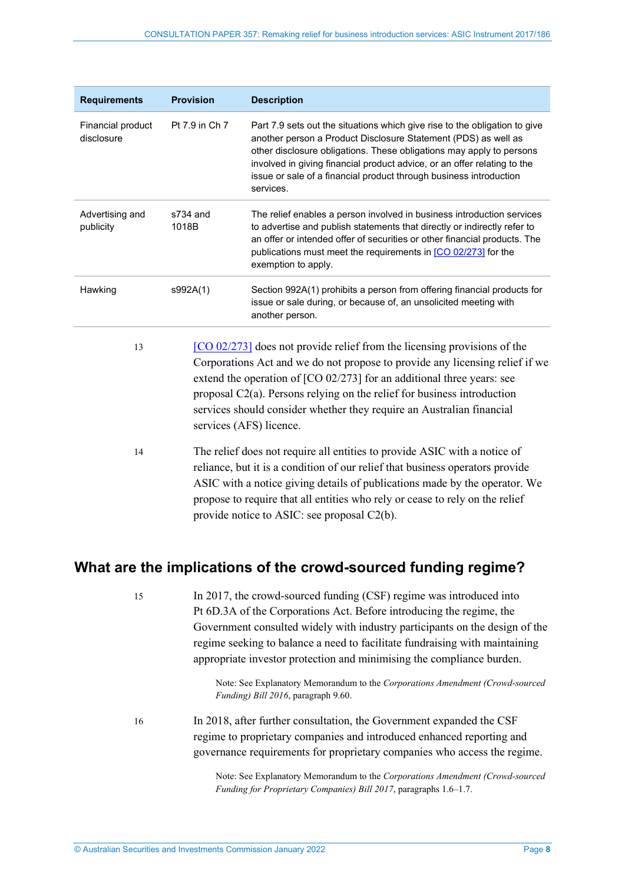| Requirements | Provision | Description |
| --- | --- | --- |
| Financial product disclosure | Pt 7.9 in Ch 7 | Part 7.9 sets out the situations which give rise to the obligation to give another person a Product Disclosure Statement (PDS) as well as other disclosure obligations. These obligations may apply to persons involved in giving financial product advice, or an offer relating to the issue or sale of a financial product through business introduction services. |
| Advertising and publicity | s734 and 1018B | The relief enables a person involved in business introduction services to advertise and publish statements that directly or indirectly refer to an offer or intended offer of securities or other financial products. The publications must meet the requirements in [CO 02/273] for the exemption to apply. |
| Hawking | s992A(1) | Section 992A(1) prohibits a person from offering financial products for issue or sale during, or because of, an unsolicited meeting with another person. |

13 [CO 02/273] does not provide relief from the licensing provisions of the Corporations Act and we do not propose to provide any licensing relief if we extend the operation of [CO 02/273] for an additional three years: see proposal C2(a). Persons relying on the relief for business introduction services should consider whether they require an Australian financial services (AFS) licence.

14 The relief does not require all entities to provide ASIC with a notice of reliance, but it is a condition of our relief that business operators provide ASIC with a notice giving details of publications made by the operator. We propose to require that all entities who rely or cease to rely on the relief provide notice to ASIC: see proposal C2(b).

## What are the implications of the crowd-sourced funding regime?

15 In 2017, the crowd-sourced funding (CSF) regime was introduced into Pt 6D.3A of the Corporations Act. Before introducing the regime, the Government consulted widely with industry participants on the design of the regime seeking to balance a need to facilitate fundraising with maintaining appropriate investor protection and minimising the compliance burden.

Note: See Explanatory Memorandum to the *Corporations Amendment (Crowd-sourced Funding) Bill 2016*, paragraph 9.60.

16 In 2018, after further consultation, the Government expanded the CSF regime to proprietary companies and introduced enhanced reporting and governance requirements for proprietary companies who access the regime.

Note: See Explanatory Memorandum to the *Corporations Amendment (Crowd-sourced Funding for Proprietary Companies) Bill 2017*, paragraphs 1.6–1.7.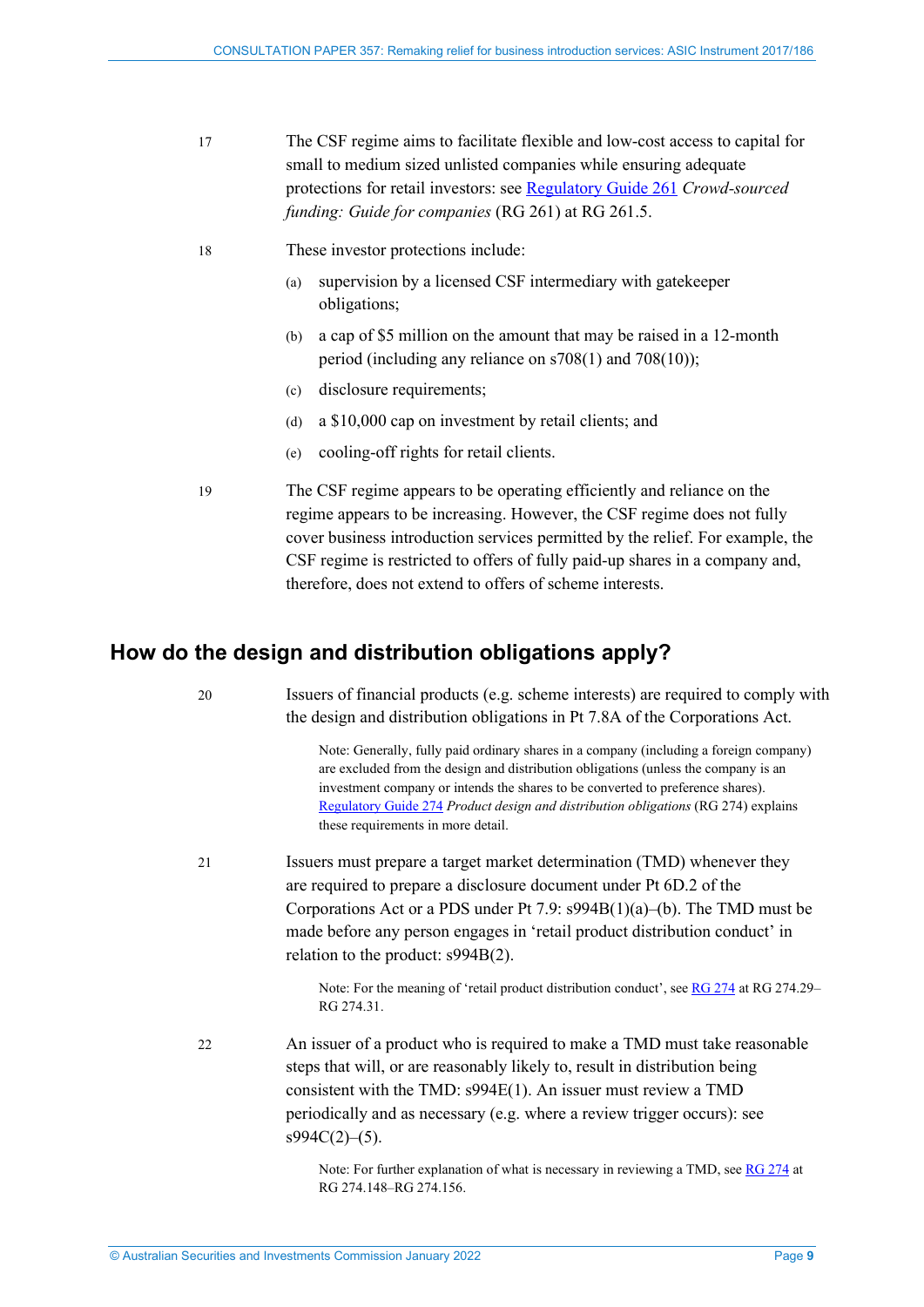17 The CSF regime aims to facilitate flexible and low-cost access to capital for small to medium sized unlisted companies while ensuring adequate protections for retail investors: see [Regulatory Guide 261](#) *Crowd-sourced funding: Guide for companies* (RG 261) at RG 261.5.

18 These investor protections include:

(a) supervision by a licensed CSF intermediary with gatekeeper obligations;

(b) a cap of $5 million on the amount that may be raised in a 12-month period (including any reliance on s708(1) and 708(10));

(c) disclosure requirements;

(d) a $10,000 cap on investment by retail clients; and

(e) cooling-off rights for retail clients.

19 The CSF regime appears to be operating efficiently and reliance on the regime appears to be increasing. However, the CSF regime does not fully cover business introduction services permitted by the relief. For example, the CSF regime is restricted to offers of fully paid-up shares in a company and, therefore, does not extend to offers of scheme interests.

## How do the design and distribution obligations apply?

20 Issuers of financial products (e.g. scheme interests) are required to comply with the design and distribution obligations in Pt 7.8A of the Corporations Act.

> Note: Generally, fully paid ordinary shares in a company (including a foreign company) are excluded from the design and distribution obligations (unless the company is an investment company or intends the shares to be converted to preference shares). [Regulatory Guide 274](#) *Product design and distribution obligations* (RG 274) explains these requirements in more detail.

21 Issuers must prepare a target market determination (TMD) whenever they are required to prepare a disclosure document under Pt 6D.2 of the Corporations Act or a PDS under Pt 7.9: s994B(1)(a)–(b). The TMD must be made before any person engages in 'retail product distribution conduct' in relation to the product: s994B(2).

> Note: For the meaning of 'retail product distribution conduct', see [RG 274](#) at RG 274.29–RG 274.31.

22 An issuer of a product who is required to make a TMD must take reasonable steps that will, or are reasonably likely to, result in distribution being consistent with the TMD: s994E(1). An issuer must review a TMD periodically and as necessary (e.g. where a review trigger occurs): see s994C(2)–(5).

> Note: For further explanation of what is necessary in reviewing a TMD, see [RG 274](#) at RG 274.148–RG 274.156.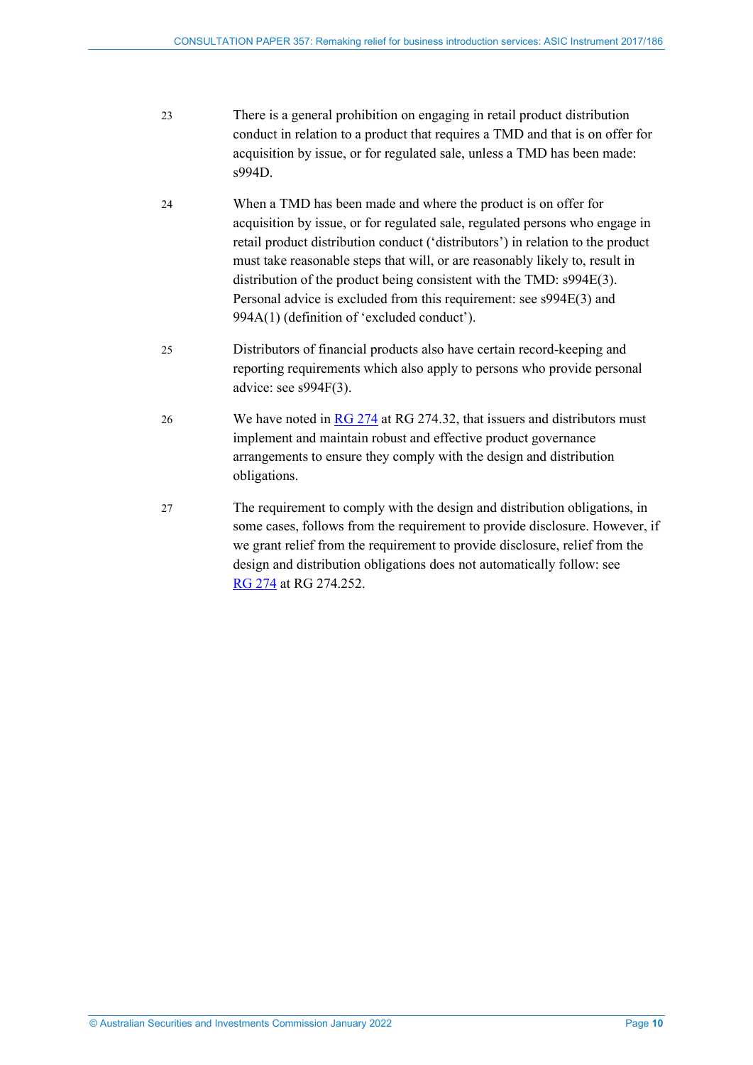23 There is a general prohibition on engaging in retail product distribution conduct in relation to a product that requires a TMD and that is on offer for acquisition by issue, or for regulated sale, unless a TMD has been made: s994D.

24 When a TMD has been made and where the product is on offer for acquisition by issue, or for regulated sale, regulated persons who engage in retail product distribution conduct ('distributors') in relation to the product must take reasonable steps that will, or are reasonably likely to, result in distribution of the product being consistent with the TMD: s994E(3). Personal advice is excluded from this requirement: see s994E(3) and 994A(1) (definition of 'excluded conduct').

25 Distributors of financial products also have certain record-keeping and reporting requirements which also apply to persons who provide personal advice: see s994F(3).

26 We have noted in RG 274 at RG 274.32, that issuers and distributors must implement and maintain robust and effective product governance arrangements to ensure they comply with the design and distribution obligations.

27 The requirement to comply with the design and distribution obligations, in some cases, follows from the requirement to provide disclosure. However, if we grant relief from the requirement to provide disclosure, relief from the design and distribution obligations does not automatically follow: see RG 274 at RG 274.252.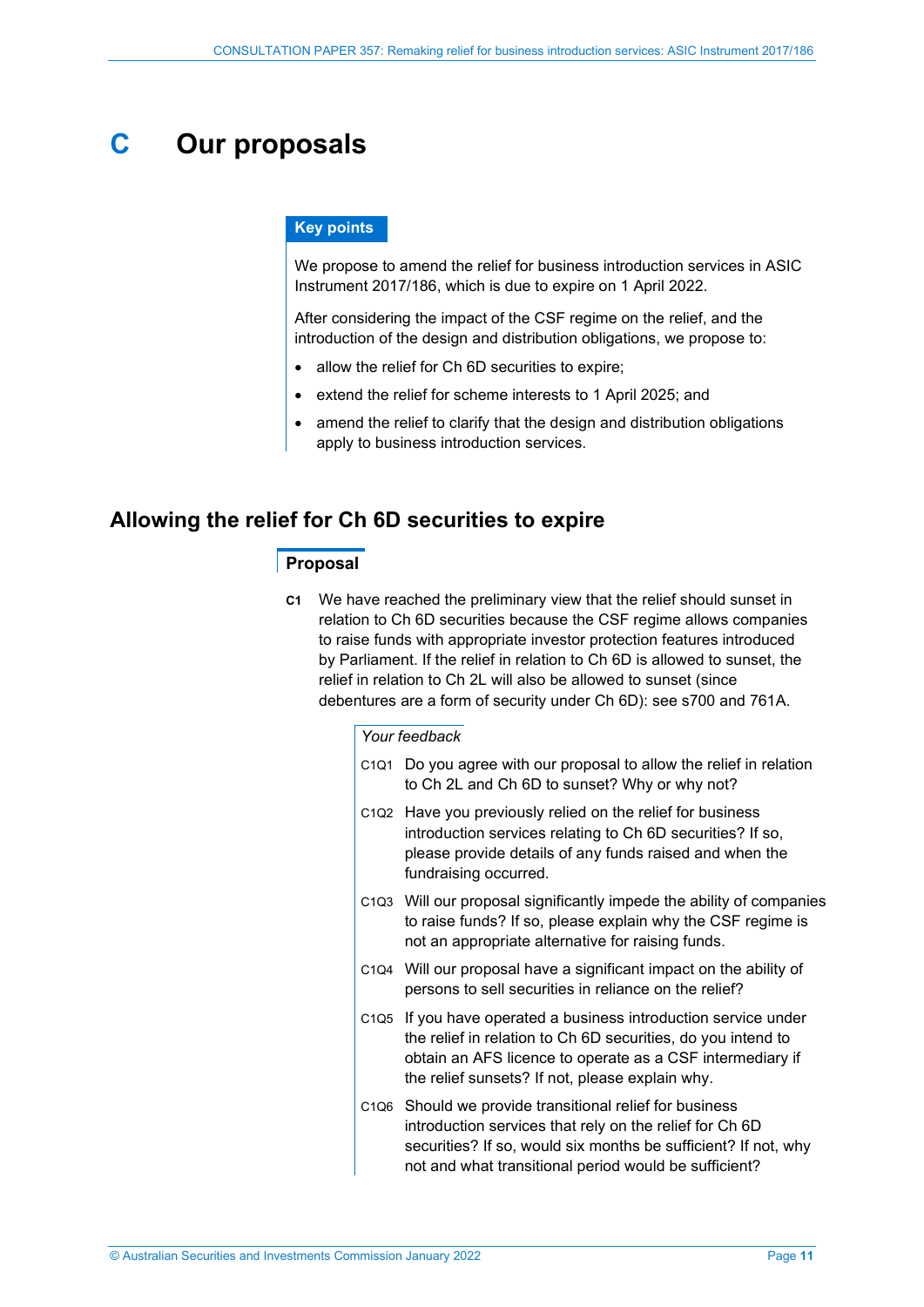# C Our proposals

**Key points**

We propose to amend the relief for business introduction services in ASIC Instrument 2017/186, which is due to expire on 1 April 2022.

After considering the impact of the CSF regime on the relief, and the introduction of the design and distribution obligations, we propose to:

- allow the relief for Ch 6D securities to expire;
- extend the relief for scheme interests to 1 April 2025; and
- amend the relief to clarify that the design and distribution obligations apply to business introduction services.

## Allowing the relief for Ch 6D securities to expire

### Proposal

**C1** We have reached the preliminary view that the relief should sunset in relation to Ch 6D securities because the CSF regime allows companies to raise funds with appropriate investor protection features introduced by Parliament. If the relief in relation to Ch 6D is allowed to sunset, the relief in relation to Ch 2L will also be allowed to sunset (since debentures are a form of security under Ch 6D): see s700 and 761A.

*Your feedback*

C1Q1 Do you agree with our proposal to allow the relief in relation to Ch 2L and Ch 6D to sunset? Why or why not?

C1Q2 Have you previously relied on the relief for business introduction services relating to Ch 6D securities? If so, please provide details of any funds raised and when the fundraising occurred.

C1Q3 Will our proposal significantly impede the ability of companies to raise funds? If so, please explain why the CSF regime is not an appropriate alternative for raising funds.

C1Q4 Will our proposal have a significant impact on the ability of persons to sell securities in reliance on the relief?

C1Q5 If you have operated a business introduction service under the relief in relation to Ch 6D securities, do you intend to obtain an AFS licence to operate as a CSF intermediary if the relief sunsets? If not, please explain why.

C1Q6 Should we provide transitional relief for business introduction services that rely on the relief for Ch 6D securities? If so, would six months be sufficient? If not, why not and what transitional period would be sufficient?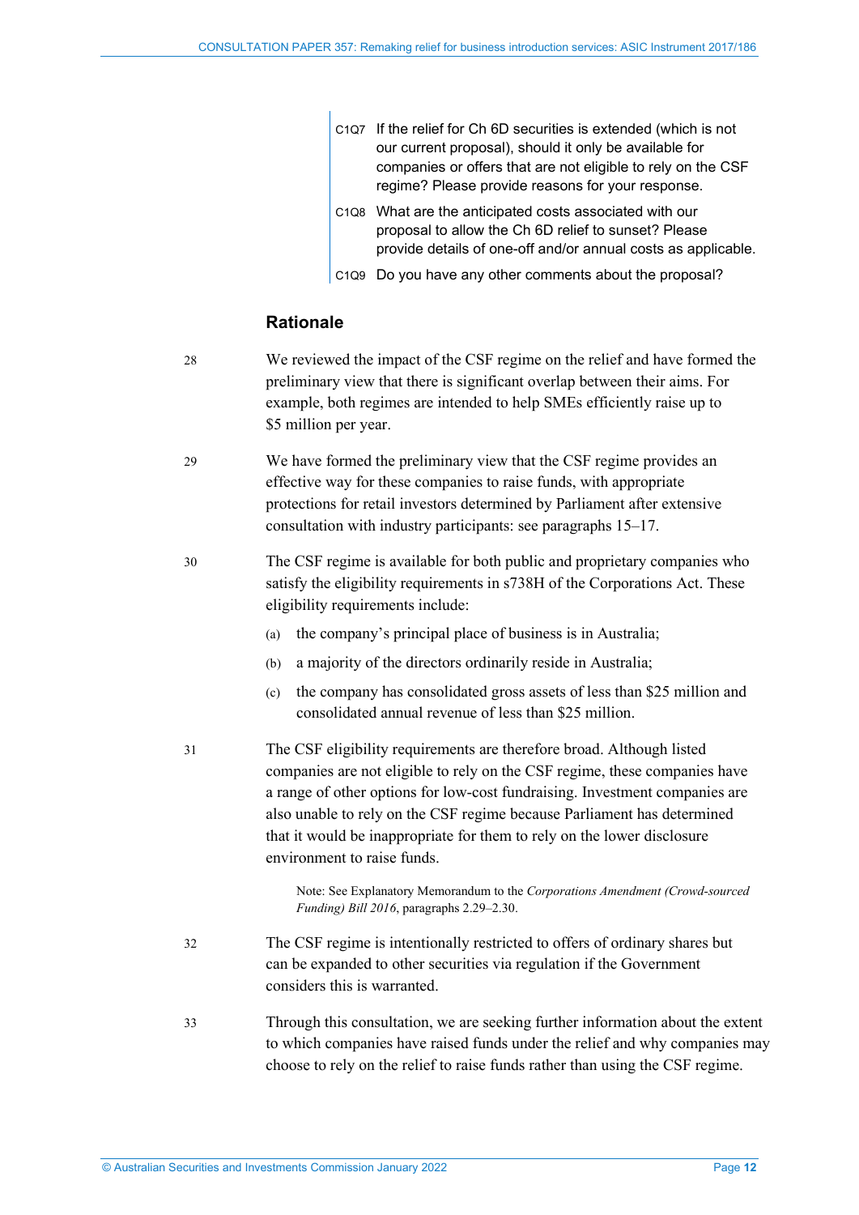C1Q7 If the relief for Ch 6D securities is extended (which is not our current proposal), should it only be available for companies or offers that are not eligible to rely on the CSF regime? Please provide reasons for your response.

C1Q8 What are the anticipated costs associated with our proposal to allow the Ch 6D relief to sunset? Please provide details of one-off and/or annual costs as applicable.

C1Q9 Do you have any other comments about the proposal?

## Rationale

28 We reviewed the impact of the CSF regime on the relief and have formed the preliminary view that there is significant overlap between their aims. For example, both regimes are intended to help SMEs efficiently raise up to $5 million per year.

29 We have formed the preliminary view that the CSF regime provides an effective way for these companies to raise funds, with appropriate protections for retail investors determined by Parliament after extensive consultation with industry participants: see paragraphs 15–17.

30 The CSF regime is available for both public and proprietary companies who satisfy the eligibility requirements in s738H of the Corporations Act. These eligibility requirements include:

(a) the company's principal place of business is in Australia;

(b) a majority of the directors ordinarily reside in Australia;

(c) the company has consolidated gross assets of less than $25 million and consolidated annual revenue of less than $25 million.

31 The CSF eligibility requirements are therefore broad. Although listed companies are not eligible to rely on the CSF regime, these companies have a range of other options for low-cost fundraising. Investment companies are also unable to rely on the CSF regime because Parliament has determined that it would be inappropriate for them to rely on the lower disclosure environment to raise funds.

Note: See Explanatory Memorandum to the *Corporations Amendment (Crowd-sourced Funding) Bill 2016*, paragraphs 2.29–2.30.

32 The CSF regime is intentionally restricted to offers of ordinary shares but can be expanded to other securities via regulation if the Government considers this is warranted.

33 Through this consultation, we are seeking further information about the extent to which companies have raised funds under the relief and why companies may choose to rely on the relief to raise funds rather than using the CSF regime.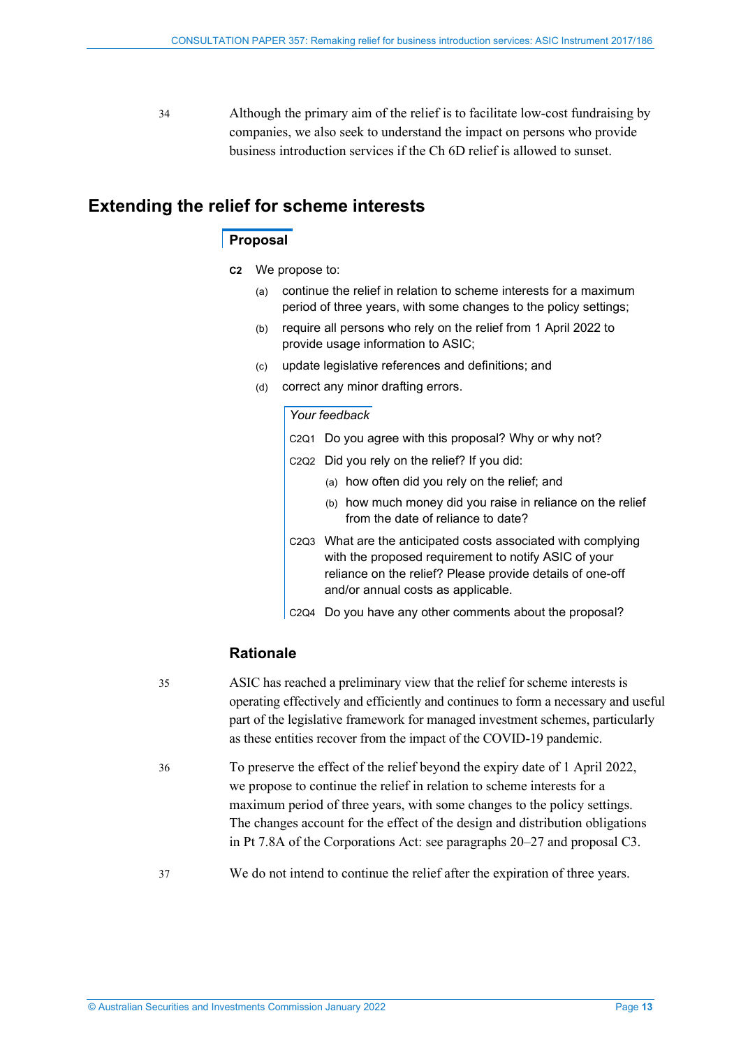34 Although the primary aim of the relief is to facilitate low-cost fundraising by companies, we also seek to understand the impact on persons who provide business introduction services if the Ch 6D relief is allowed to sunset.

## Extending the relief for scheme interests

### Proposal

**C2** We propose to:

(a) continue the relief in relation to scheme interests for a maximum period of three years, with some changes to the policy settings;

(b) require all persons who rely on the relief from 1 April 2022 to provide usage information to ASIC;

(c) update legislative references and definitions; and

(d) correct any minor drafting errors.

*Your feedback*

C2Q1 Do you agree with this proposal? Why or why not?

C2Q2 Did you rely on the relief? If you did:

(a) how often did you rely on the relief; and

(b) how much money did you raise in reliance on the relief from the date of reliance to date?

C2Q3 What are the anticipated costs associated with complying with the proposed requirement to notify ASIC of your reliance on the relief? Please provide details of one-off and/or annual costs as applicable.

C2Q4 Do you have any other comments about the proposal?

### Rationale

35 ASIC has reached a preliminary view that the relief for scheme interests is operating effectively and efficiently and continues to form a necessary and useful part of the legislative framework for managed investment schemes, particularly as these entities recover from the impact of the COVID-19 pandemic.

36 To preserve the effect of the relief beyond the expiry date of 1 April 2022, we propose to continue the relief in relation to scheme interests for a maximum period of three years, with some changes to the policy settings. The changes account for the effect of the design and distribution obligations in Pt 7.8A of the Corporations Act: see paragraphs 20–27 and proposal C3.

37 We do not intend to continue the relief after the expiration of three years.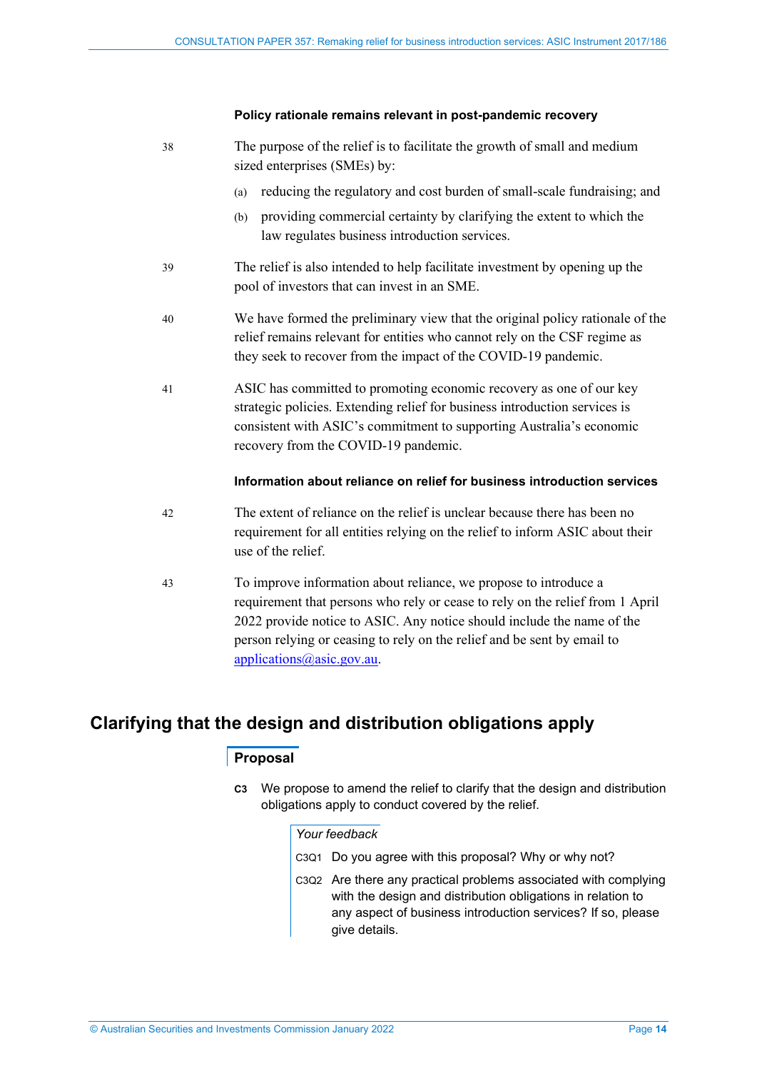### Policy rationale remains relevant in post-pandemic recovery

38 The purpose of the relief is to facilitate the growth of small and medium sized enterprises (SMEs) by:

(a) reducing the regulatory and cost burden of small-scale fundraising; and

(b) providing commercial certainty by clarifying the extent to which the law regulates business introduction services.

39 The relief is also intended to help facilitate investment by opening up the pool of investors that can invest in an SME.

40 We have formed the preliminary view that the original policy rationale of the relief remains relevant for entities who cannot rely on the CSF regime as they seek to recover from the impact of the COVID-19 pandemic.

41 ASIC has committed to promoting economic recovery as one of our key strategic policies. Extending relief for business introduction services is consistent with ASIC's commitment to supporting Australia's economic recovery from the COVID-19 pandemic.

### Information about reliance on relief for business introduction services

42 The extent of reliance on the relief is unclear because there has been no requirement for all entities relying on the relief to inform ASIC about their use of the relief.

43 To improve information about reliance, we propose to introduce a requirement that persons who rely or cease to rely on the relief from 1 April 2022 provide notice to ASIC. Any notice should include the name of the person relying or ceasing to rely on the relief and be sent by email to applications@asic.gov.au.

## Clarifying that the design and distribution obligations apply

### Proposal

**C3** We propose to amend the relief to clarify that the design and distribution obligations apply to conduct covered by the relief.

*Your feedback*

C3Q1 Do you agree with this proposal? Why or why not?

C3Q2 Are there any practical problems associated with complying with the design and distribution obligations in relation to any aspect of business introduction services? If so, please give details.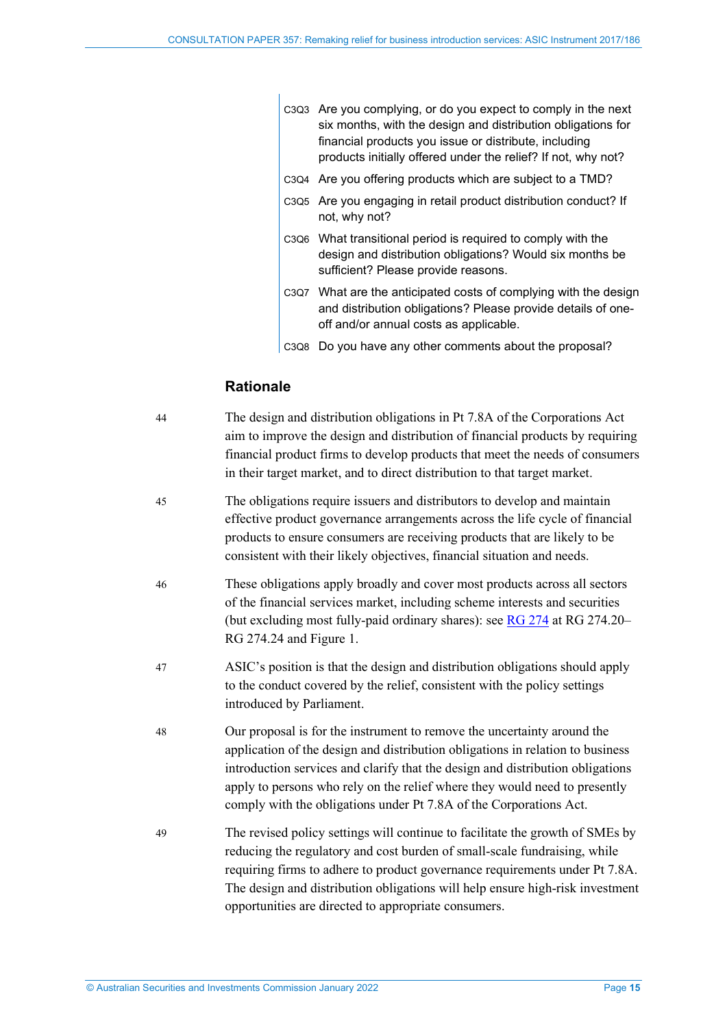C3Q3 Are you complying, or do you expect to comply in the next six months, with the design and distribution obligations for financial products you issue or distribute, including products initially offered under the relief? If not, why not?

C3Q4 Are you offering products which are subject to a TMD?

C3Q5 Are you engaging in retail product distribution conduct? If not, why not?

C3Q6 What transitional period is required to comply with the design and distribution obligations? Would six months be sufficient? Please provide reasons.

C3Q7 What are the anticipated costs of complying with the design and distribution obligations? Please provide details of one-off and/or annual costs as applicable.

C3Q8 Do you have any other comments about the proposal?

### Rationale

44 The design and distribution obligations in Pt 7.8A of the Corporations Act aim to improve the design and distribution of financial products by requiring financial product firms to develop products that meet the needs of consumers in their target market, and to direct distribution to that target market.

45 The obligations require issuers and distributors to develop and maintain effective product governance arrangements across the life cycle of financial products to ensure consumers are receiving products that are likely to be consistent with their likely objectives, financial situation and needs.

46 These obligations apply broadly and cover most products across all sectors of the financial services market, including scheme interests and securities (but excluding most fully-paid ordinary shares): see RG 274 at RG 274.20–RG 274.24 and Figure 1.

47 ASIC's position is that the design and distribution obligations should apply to the conduct covered by the relief, consistent with the policy settings introduced by Parliament.

48 Our proposal is for the instrument to remove the uncertainty around the application of the design and distribution obligations in relation to business introduction services and clarify that the design and distribution obligations apply to persons who rely on the relief where they would need to presently comply with the obligations under Pt 7.8A of the Corporations Act.

49 The revised policy settings will continue to facilitate the growth of SMEs by reducing the regulatory and cost burden of small-scale fundraising, while requiring firms to adhere to product governance requirements under Pt 7.8A. The design and distribution obligations will help ensure high-risk investment opportunities are directed to appropriate consumers.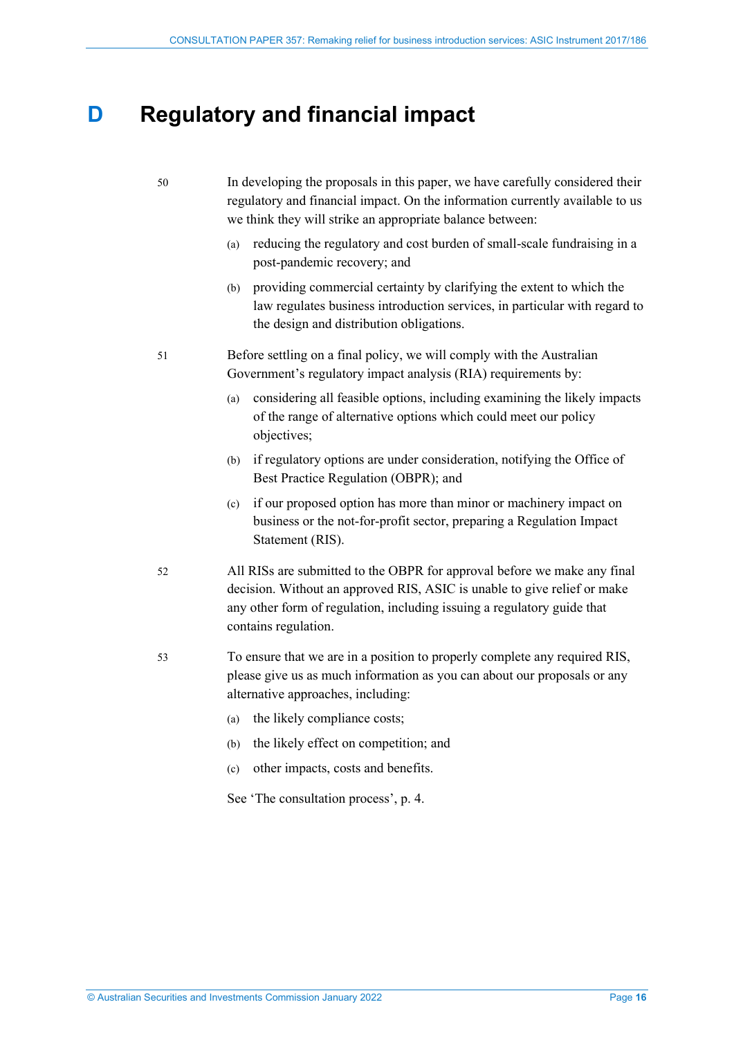# D Regulatory and financial impact

50 In developing the proposals in this paper, we have carefully considered their regulatory and financial impact. On the information currently available to us we think they will strike an appropriate balance between:

(a) reducing the regulatory and cost burden of small-scale fundraising in a post-pandemic recovery; and

(b) providing commercial certainty by clarifying the extent to which the law regulates business introduction services, in particular with regard to the design and distribution obligations.

51 Before settling on a final policy, we will comply with the Australian Government's regulatory impact analysis (RIA) requirements by:

(a) considering all feasible options, including examining the likely impacts of the range of alternative options which could meet our policy objectives;

(b) if regulatory options are under consideration, notifying the Office of Best Practice Regulation (OBPR); and

(c) if our proposed option has more than minor or machinery impact on business or the not-for-profit sector, preparing a Regulation Impact Statement (RIS).

52 All RISs are submitted to the OBPR for approval before we make any final decision. Without an approved RIS, ASIC is unable to give relief or make any other form of regulation, including issuing a regulatory guide that contains regulation.

53 To ensure that we are in a position to properly complete any required RIS, please give us as much information as you can about our proposals or any alternative approaches, including:

(a) the likely compliance costs;

(b) the likely effect on competition; and

(c) other impacts, costs and benefits.

See 'The consultation process', p. 4.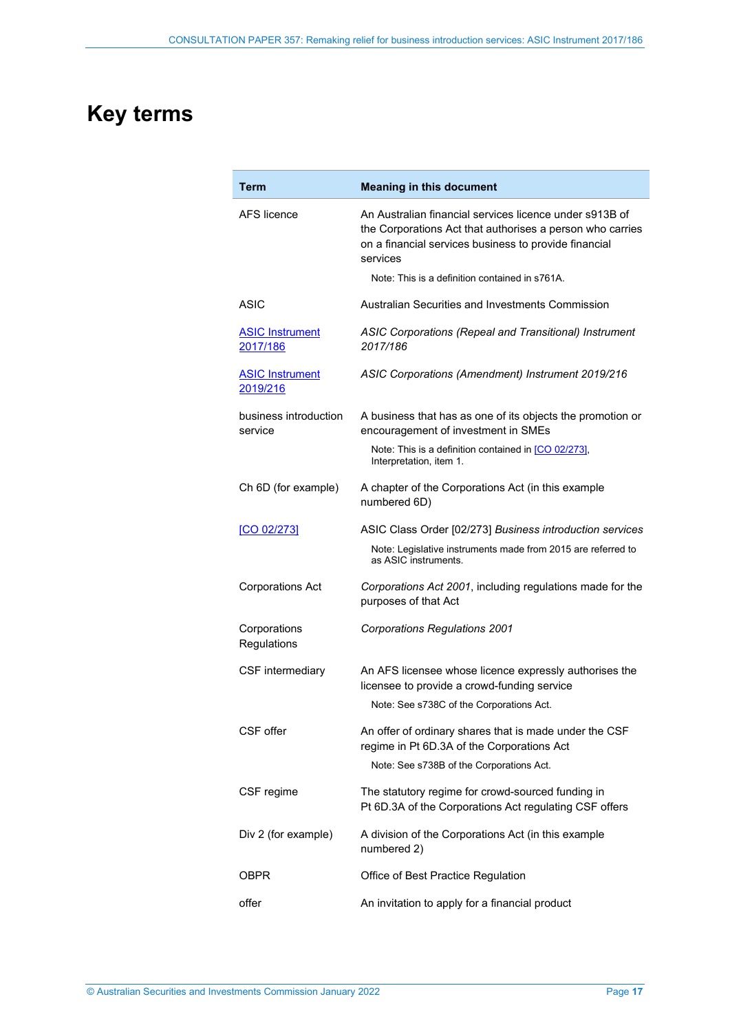# Key terms

| Term | Meaning in this document |
| --- | --- |
| AFS licence | An Australian financial services licence under s913B of the Corporations Act that authorises a person who carries on a financial services business to provide financial services<br><br>Note: This is a definition contained in s761A. |
| ASIC | Australian Securities and Investments Commission |
| ASIC Instrument 2017/186 | *ASIC Corporations (Repeal and Transitional) Instrument 2017/186* |
| ASIC Instrument 2019/216 | *ASIC Corporations (Amendment) Instrument 2019/216* |
| business introduction service | A business that has as one of its objects the promotion or encouragement of investment in SMEs<br><br>Note: This is a definition contained in [CO 02/273], Interpretation, item 1. |
| Ch 6D (for example) | A chapter of the Corporations Act (in this example numbered 6D) |
| [CO 02/273] | ASIC Class Order [02/273] *Business introduction services*<br><br>Note: Legislative instruments made from 2015 are referred to as ASIC instruments. |
| Corporations Act | *Corporations Act 2001*, including regulations made for the purposes of that Act |
| Corporations Regulations | *Corporations Regulations 2001* |
| CSF intermediary | An AFS licensee whose licence expressly authorises the licensee to provide a crowd-funding service<br><br>Note: See s738C of the Corporations Act. |
| CSF offer | An offer of ordinary shares that is made under the CSF regime in Pt 6D.3A of the Corporations Act<br><br>Note: See s738B of the Corporations Act. |
| CSF regime | The statutory regime for crowd-sourced funding in Pt 6D.3A of the Corporations Act regulating CSF offers |
| Div 2 (for example) | A division of the Corporations Act (in this example numbered 2) |
| OBPR | Office of Best Practice Regulation |
| offer | An invitation to apply for a financial product |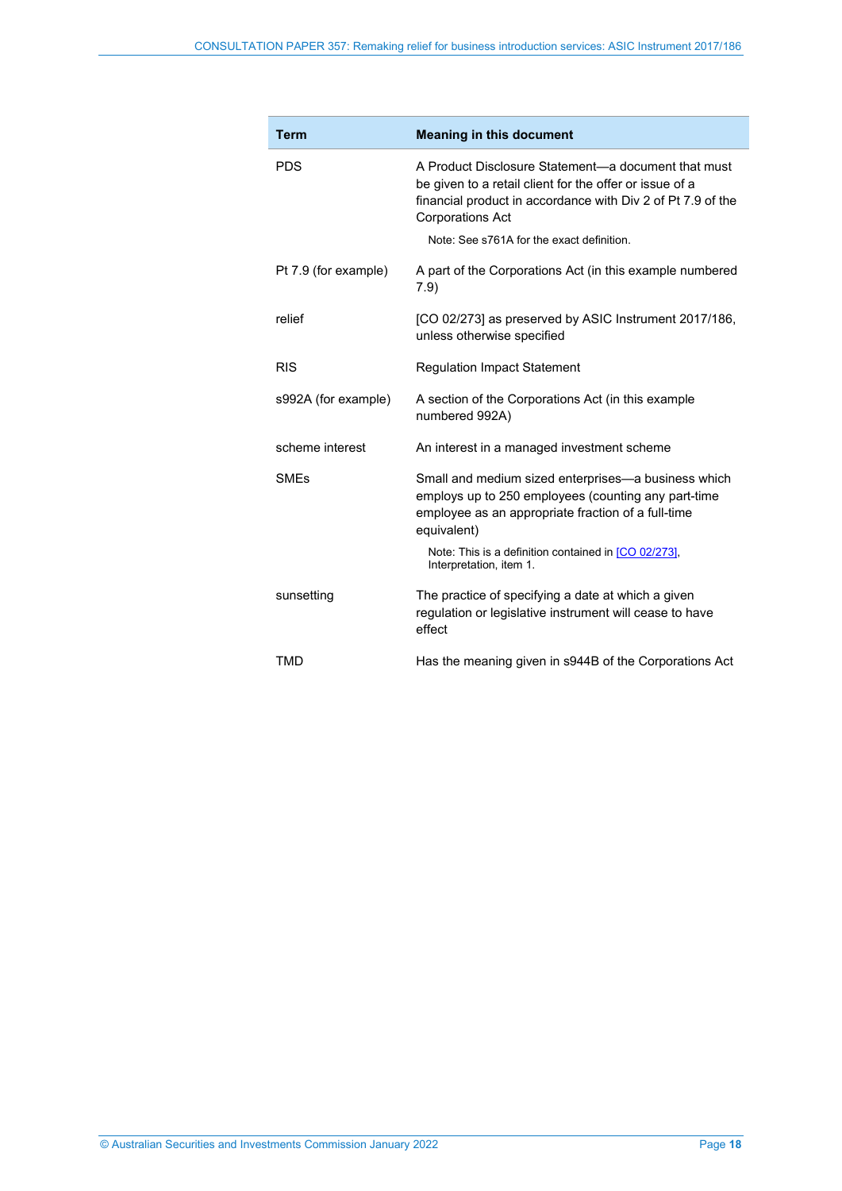| Term | Meaning in this document |
| --- | --- |
| PDS | A Product Disclosure Statement—a document that must be given to a retail client for the offer or issue of a financial product in accordance with Div 2 of Pt 7.9 of the Corporations Act<br><br>Note: See s761A for the exact definition. |
| Pt 7.9 (for example) | A part of the Corporations Act (in this example numbered 7.9) |
| relief | [CO 02/273] as preserved by ASIC Instrument 2017/186, unless otherwise specified |
| RIS | Regulation Impact Statement |
| s992A (for example) | A section of the Corporations Act (in this example numbered 992A) |
| scheme interest | An interest in a managed investment scheme |
| SMEs | Small and medium sized enterprises—a business which employs up to 250 employees (counting any part-time employee as an appropriate fraction of a full-time equivalent)<br><br>Note: This is a definition contained in [CO 02/273], Interpretation, item 1. |
| sunsetting | The practice of specifying a date at which a given regulation or legislative instrument will cease to have effect |
| TMD | Has the meaning given in s944B of the Corporations Act |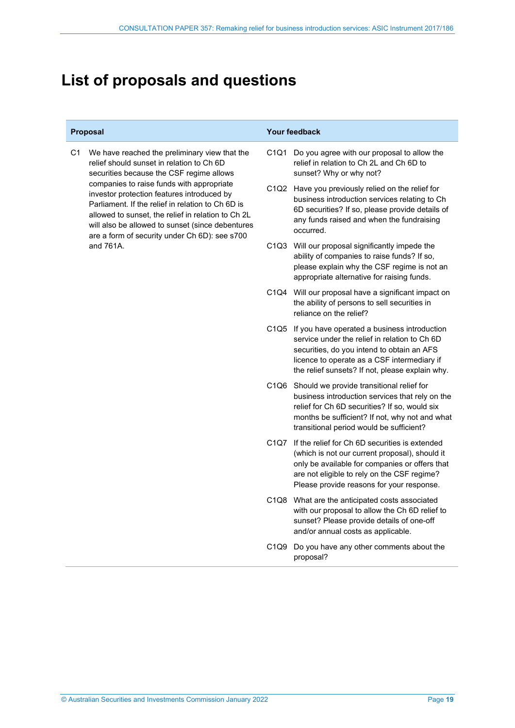# List of proposals and questions

| Proposal | Your feedback |
|---|---|
| C1 We have reached the preliminary view that the relief should sunset in relation to Ch 6D securities because the CSF regime allows companies to raise funds with appropriate investor protection features introduced by Parliament. If the relief in relation to Ch 6D is allowed to sunset, the relief in relation to Ch 2L will also be allowed to sunset (since debentures are a form of security under Ch 6D): see s700 and 761A. | C1Q1 Do you agree with our proposal to allow the relief in relation to Ch 2L and Ch 6D to sunset? Why or why not? |
| | C1Q2 Have you previously relied on the relief for business introduction services relating to Ch 6D securities? If so, please provide details of any funds raised and when the fundraising occurred. |
| | C1Q3 Will our proposal significantly impede the ability of companies to raise funds? If so, please explain why the CSF regime is not an appropriate alternative for raising funds. |
| | C1Q4 Will our proposal have a significant impact on the ability of persons to sell securities in reliance on the relief? |
| | C1Q5 If you have operated a business introduction service under the relief in relation to Ch 6D securities, do you intend to obtain an AFS licence to operate as a CSF intermediary if the relief sunsets? If not, please explain why. |
| | C1Q6 Should we provide transitional relief for business introduction services that rely on the relief for Ch 6D securities? If so, would six months be sufficient? If not, why not and what transitional period would be sufficient? |
| | C1Q7 If the relief for Ch 6D securities is extended (which is not our current proposal), should it only be available for companies or offers that are not eligible to rely on the CSF regime? Please provide reasons for your response. |
| | C1Q8 What are the anticipated costs associated with our proposal to allow the Ch 6D relief to sunset? Please provide details of one-off and/or annual costs as applicable. |
| | C1Q9 Do you have any other comments about the proposal? |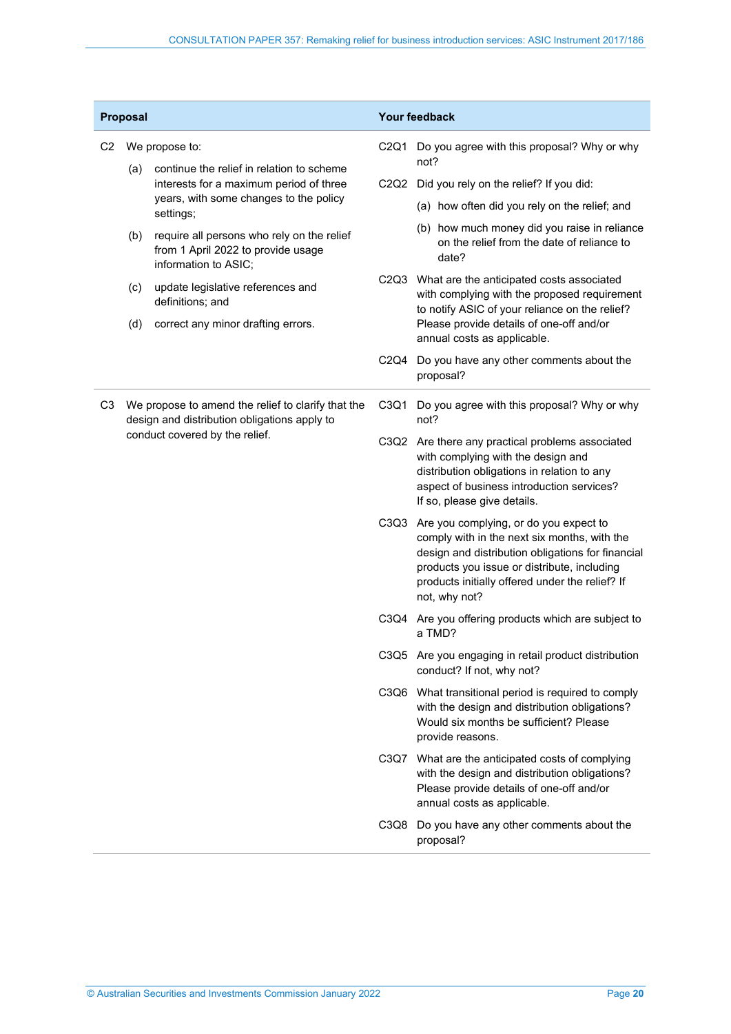| Proposal | Your feedback |
|---|---|
| C2 We propose to:<br>(a) continue the relief in relation to scheme interests for a maximum period of three years, with some changes to the policy settings;<br>(b) require all persons who rely on the relief from 1 April 2022 to provide usage information to ASIC;<br>(c) update legislative references and definitions; and<br>(d) correct any minor drafting errors. | C2Q1 Do you agree with this proposal? Why or why not?<br>C2Q2 Did you rely on the relief? If you did:<br>(a) how often did you rely on the relief; and<br>(b) how much money did you raise in reliance on the relief from the date of reliance to date?<br>C2Q3 What are the anticipated costs associated with complying with the proposed requirement to notify ASIC of your reliance on the relief? Please provide details of one-off and/or annual costs as applicable.<br>C2Q4 Do you have any other comments about the proposal? |
| C3 We propose to amend the relief to clarify that the design and distribution obligations apply to conduct covered by the relief. | C3Q1 Do you agree with this proposal? Why or why not?<br>C3Q2 Are there any practical problems associated with complying with the design and distribution obligations in relation to any aspect of business introduction services? If so, please give details.<br>C3Q3 Are you complying, or do you expect to comply with in the next six months, with the design and distribution obligations for financial products you issue or distribute, including products initially offered under the relief? If not, why not?<br>C3Q4 Are you offering products which are subject to a TMD?<br>C3Q5 Are you engaging in retail product distribution conduct? If not, why not?<br>C3Q6 What transitional period is required to comply with the design and distribution obligations? Would six months be sufficient? Please provide reasons.<br>C3Q7 What are the anticipated costs of complying with the design and distribution obligations? Please provide details of one-off and/or annual costs as applicable.<br>C3Q8 Do you have any other comments about the proposal? |